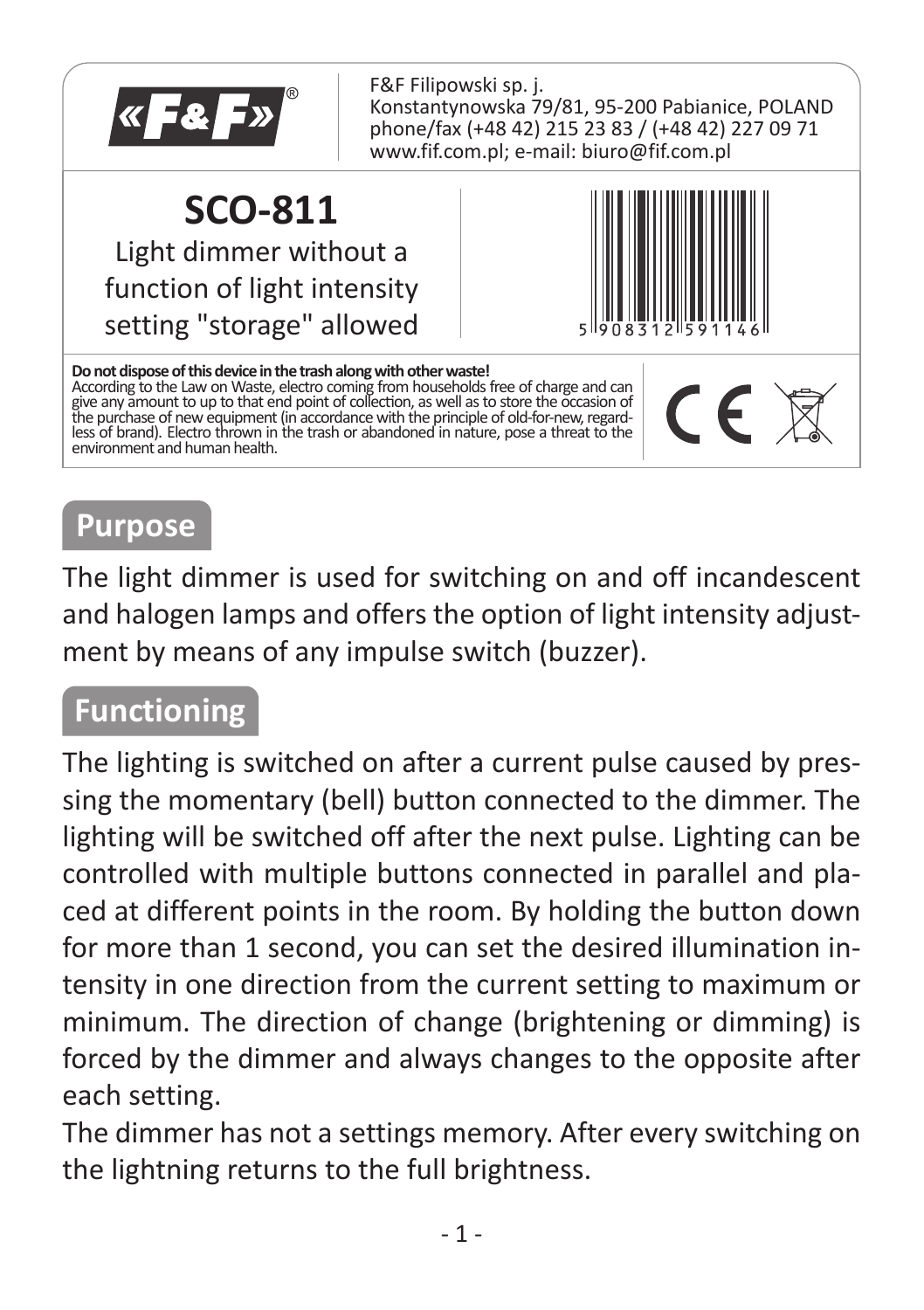F&F Filipowski sp. j.
Konstantynowska 79/81, 95-200 Pabianice, POLAND
phone/fax (+48 42) 215 23 83 / (+48 42) 227 09 71
www.fif.com.pl; e-mail: biuro@fif.com.pl

# SCO-811

Light dimmer without a function of light intensity setting "storage" allowed

5 908312 591146

**Do not dispose of this device in the trash along with other waste!**
According to the Law on Waste, electro coming from households free of charge and can give any amount to up to that end point of collection, as well as to store the occasion of the purchase of new equipment (in accordance with the principle of old-for-new, regardless of brand). Electro thrown in the trash or abandoned in nature, pose a threat to the environment and human health.

## Purpose

The light dimmer is used for switching on and off incandescent and halogen lamps and offers the option of light intensity adjustment by means of any impulse switch (buzzer).

## Functioning

The lighting is switched on after a current pulse caused by pressing the momentary (bell) button connected to the dimmer. The lighting will be switched off after the next pulse. Lighting can be controlled with multiple buttons connected in parallel and placed at different points in the room. By holding the button down for more than 1 second, you can set the desired illumination intensity in one direction from the current setting to maximum or minimum. The direction of change (brightening or dimming) is forced by the dimmer and always changes to the opposite after each setting.
The dimmer has not a settings memory. After every switching on the lightning returns to the full brightness.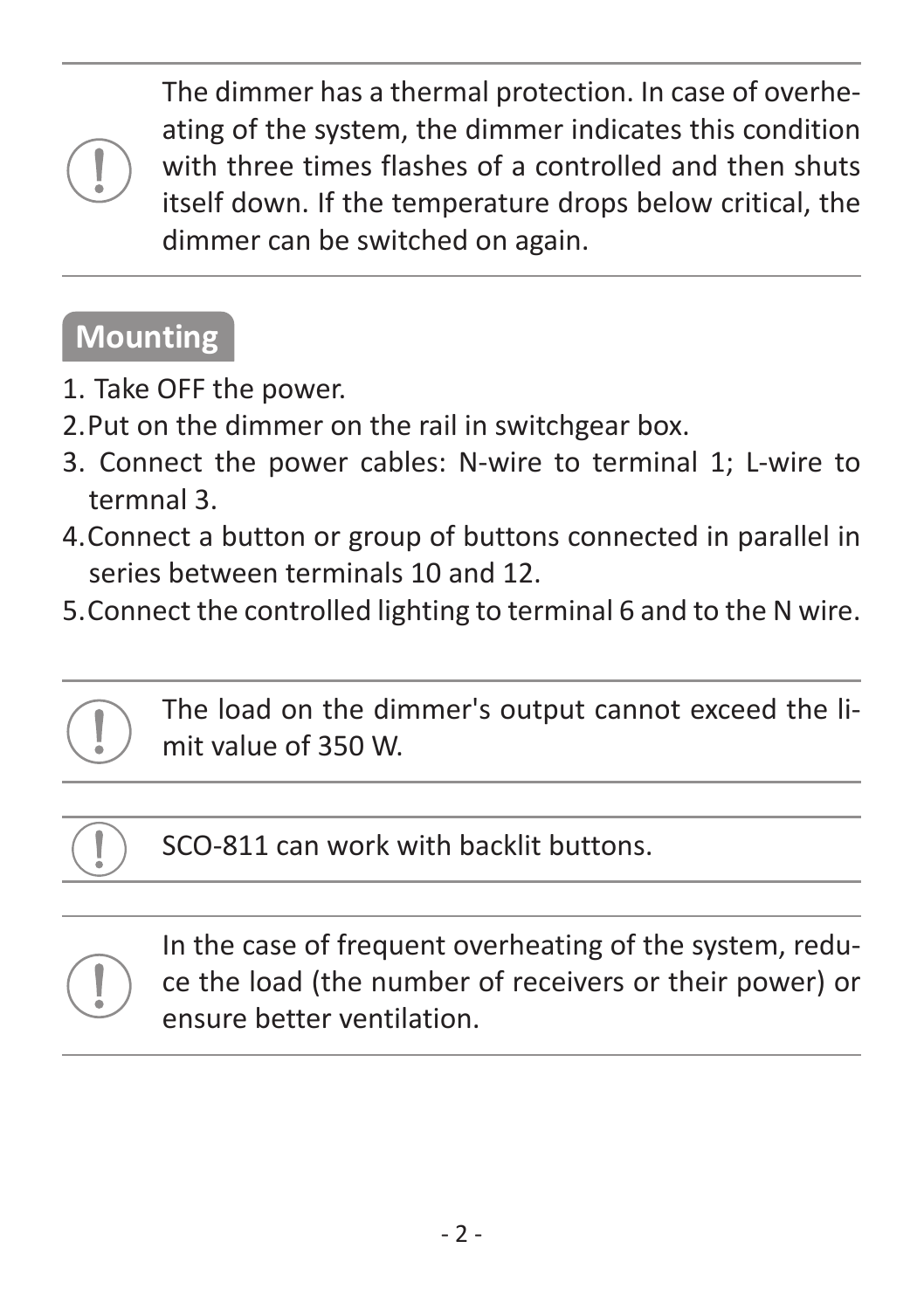> The dimmer has a thermal protection. In case of overheating of the system, the dimmer indicates this condition with three times flashes of a controlled and then shuts itself down. If the temperature drops below critical, the dimmer can be switched on again.

## Mounting

1. Take OFF the power.
2. Put on the dimmer on the rail in switchgear box.
3. Connect the power cables: N-wire to terminal 1; L-wire to termnal 3.
4. Connect a button or group of buttons connected in parallel in series between terminals 10 and 12.
5. Connect the controlled lighting to terminal 6 and to the N wire.

> The load on the dimmer's output cannot exceed the limit value of 350 W.

> SCO-811 can work with backlit buttons.

> In the case of frequent overheating of the system, reduce the load (the number of receivers or their power) or ensure better ventilation.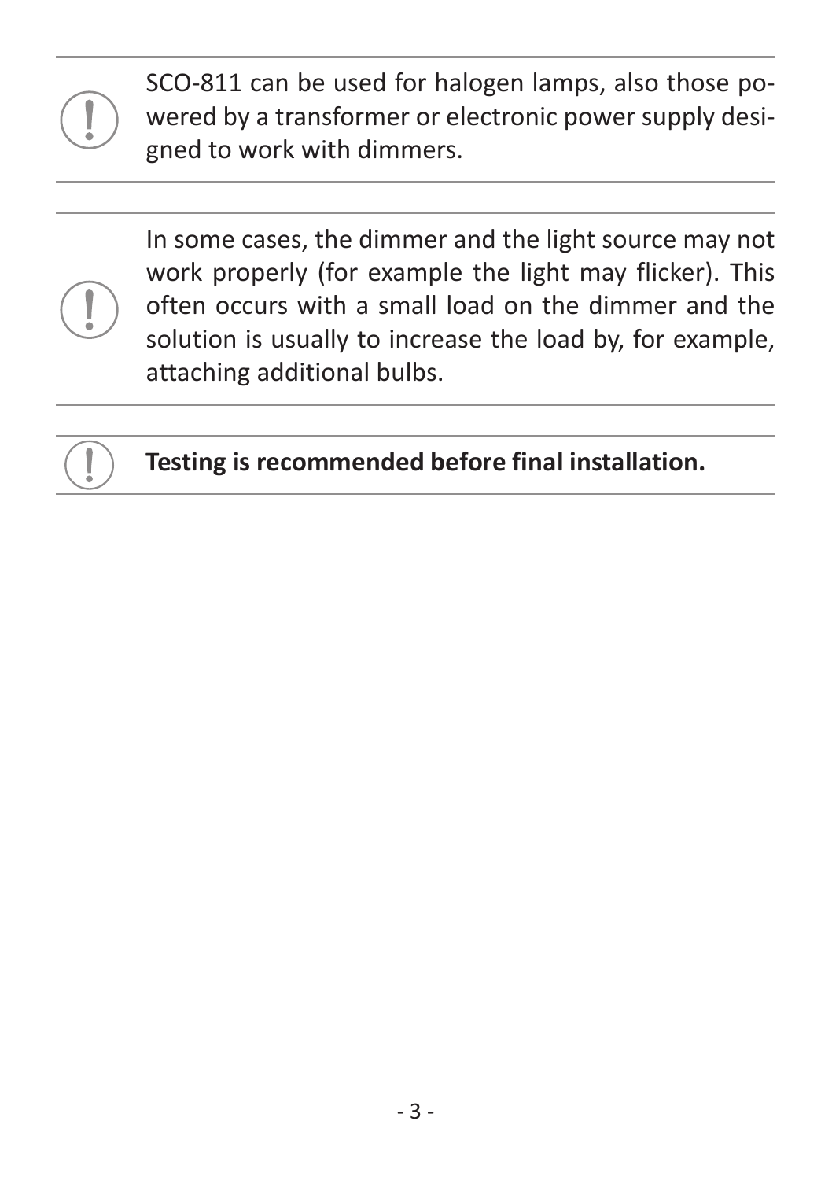SCO-811 can be used for halogen lamps, also those powered by a transformer or electronic power supply designed to work with dimmers.

---

In some cases, the dimmer and the light source may not work properly (for example the light may flicker). This often occurs with a small load on the dimmer and the solution is usually to increase the load by, for example, attaching additional bulbs.

---

**Testing is recommended before final installation.**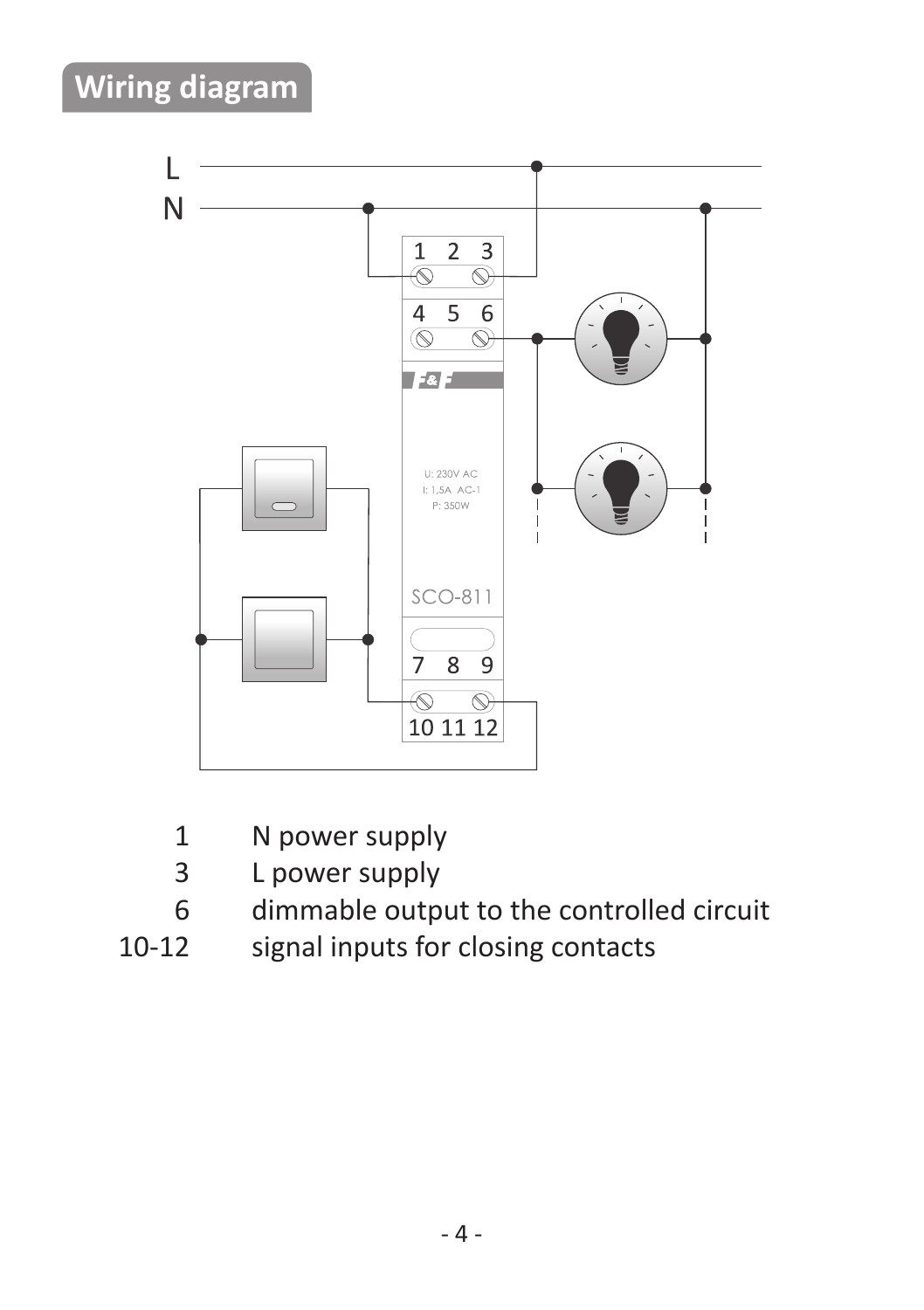## Wiring diagram

| | |
|---|---|
| 1 | N power supply |
| 3 | L power supply |
| 6 | dimmable output to the controlled circuit |
| 10-12 | signal inputs for closing contacts |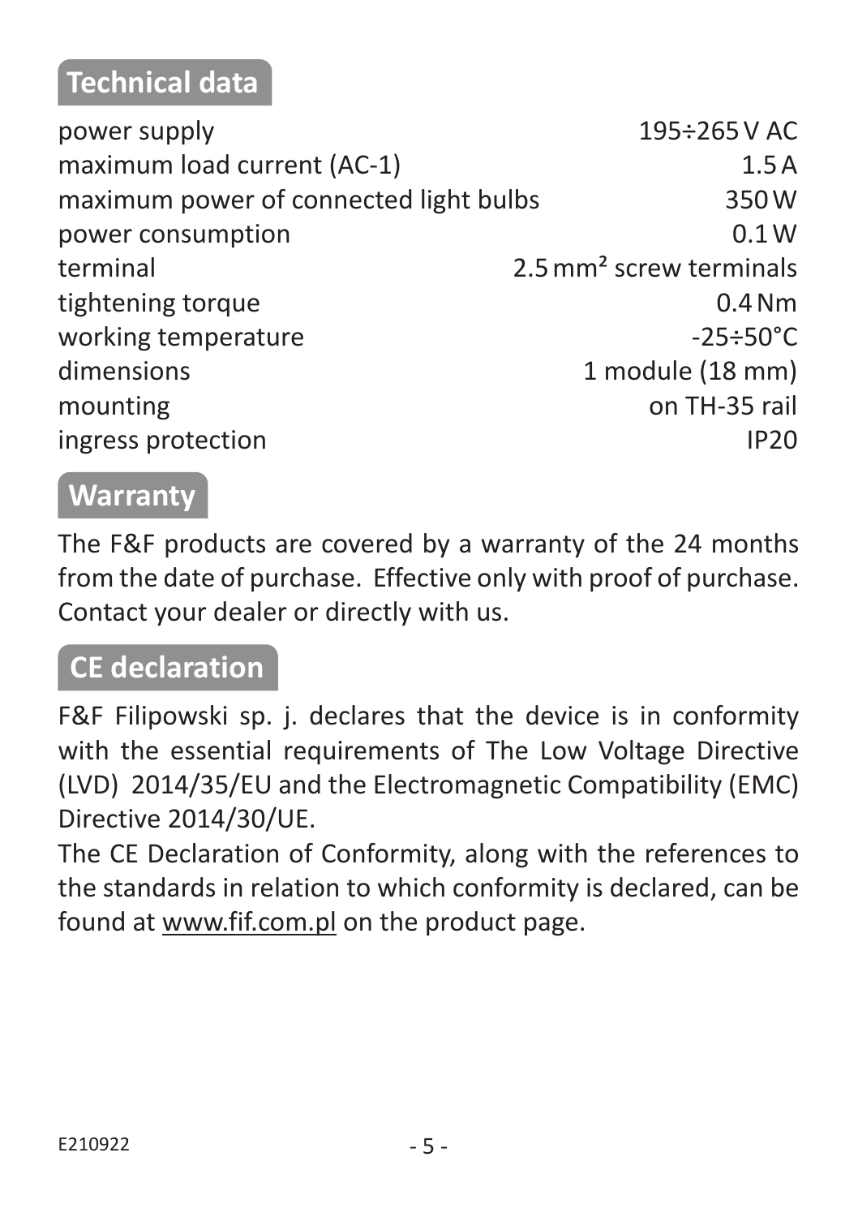## Technical data

| | |
|---|---|
| power supply | 195÷265 V AC |
| maximum load current (AC-1) | 1.5 A |
| maximum power of connected light bulbs | 350 W |
| power consumption | 0.1 W |
| terminal | 2.5 mm² screw terminals |
| tightening torque | 0.4 Nm |
| working temperature | -25÷50°C |
| dimensions | 1 module (18 mm) |
| mounting | on TH-35 rail |
| ingress protection | IP20 |

## Warranty

The F&F products are covered by a warranty of the 24 months from the date of purchase. Effective only with proof of purchase. Contact your dealer or directly with us.

## CE declaration

F&F Filipowski sp. j. declares that the device is in conformity with the essential requirements of The Low Voltage Directive (LVD) 2014/35/EU and the Electromagnetic Compatibility (EMC) Directive 2014/30/UE.

The CE Declaration of Conformity, along with the references to the standards in relation to which conformity is declared, can be found at www.fif.com.pl on the product page.

E210922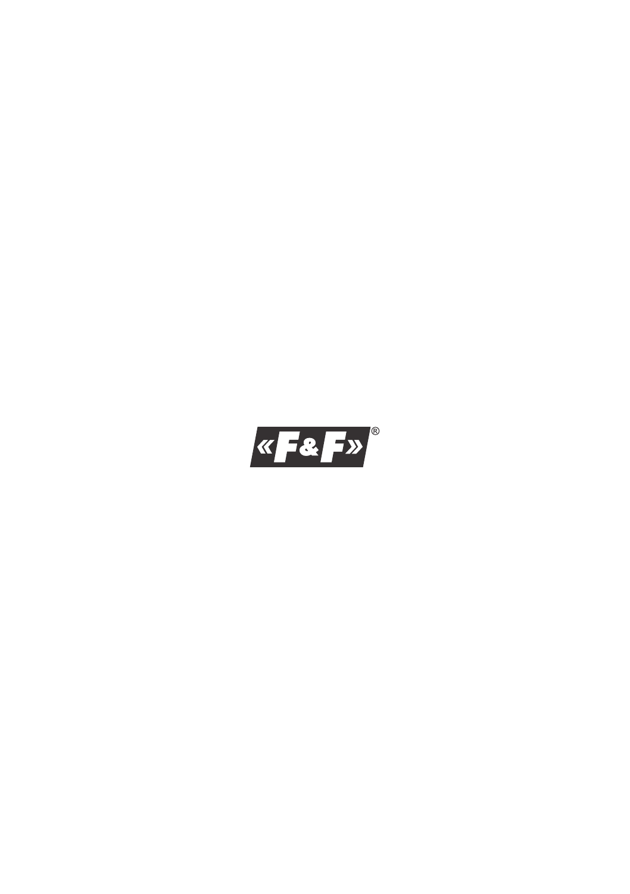«F&F»®